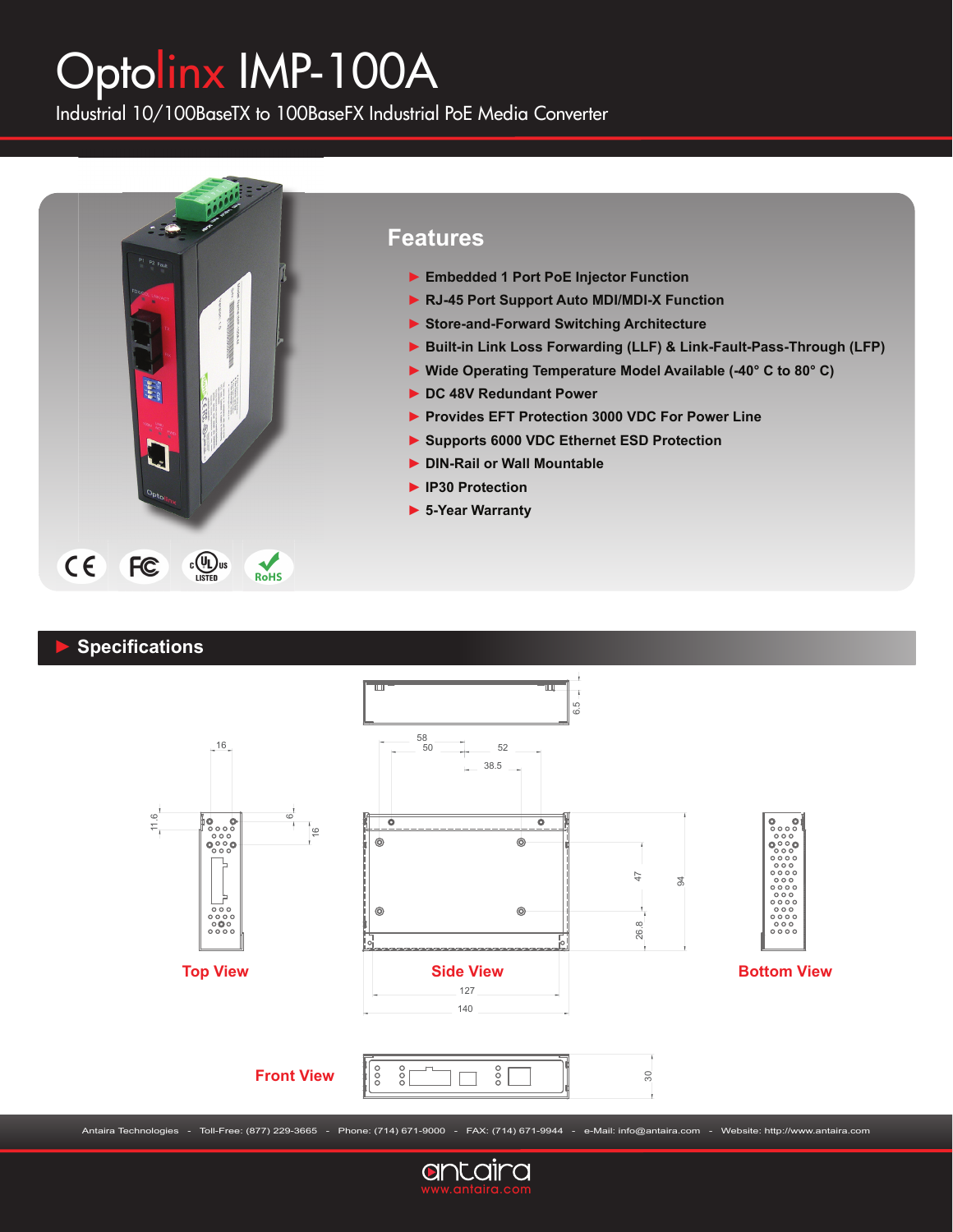# Optolinx IMP-100A

Industrial 10/100BaseTX to 100BaseFX Industrial PoE Media Converter

## Features

- Embedded 1 Port PoE Injector Function
- RJ-45 Port Support Auto MDI/MDI-X Function
- Store-and-Forward Switching Architecture
- Built-in Link Loss Forwarding (LLF) & Link-Fault-Pass-Through (LFP)
- Wide Operating Temperature Model Available (-40° C to 80° C)
- DC 48V Redundant Power
- Provides EFT Protection 3000 VDC For Power Line
- Supports 6000 VDC Ethernet ESD Protection
- DIN-Rail or Wall Mountable
- IP30 Protection
- 5-Year Warranty

## Specifications

Top View

Side View

Bottom View

Front View

Antaira Technologies - Toll-Free: (877) 229-3665 - Phone: (714) 671-9000 - FAX: (714) 671-9944 - e-Mail: info@antaira.com - Website: http://www.antaira.com

antaira
www.antaira.com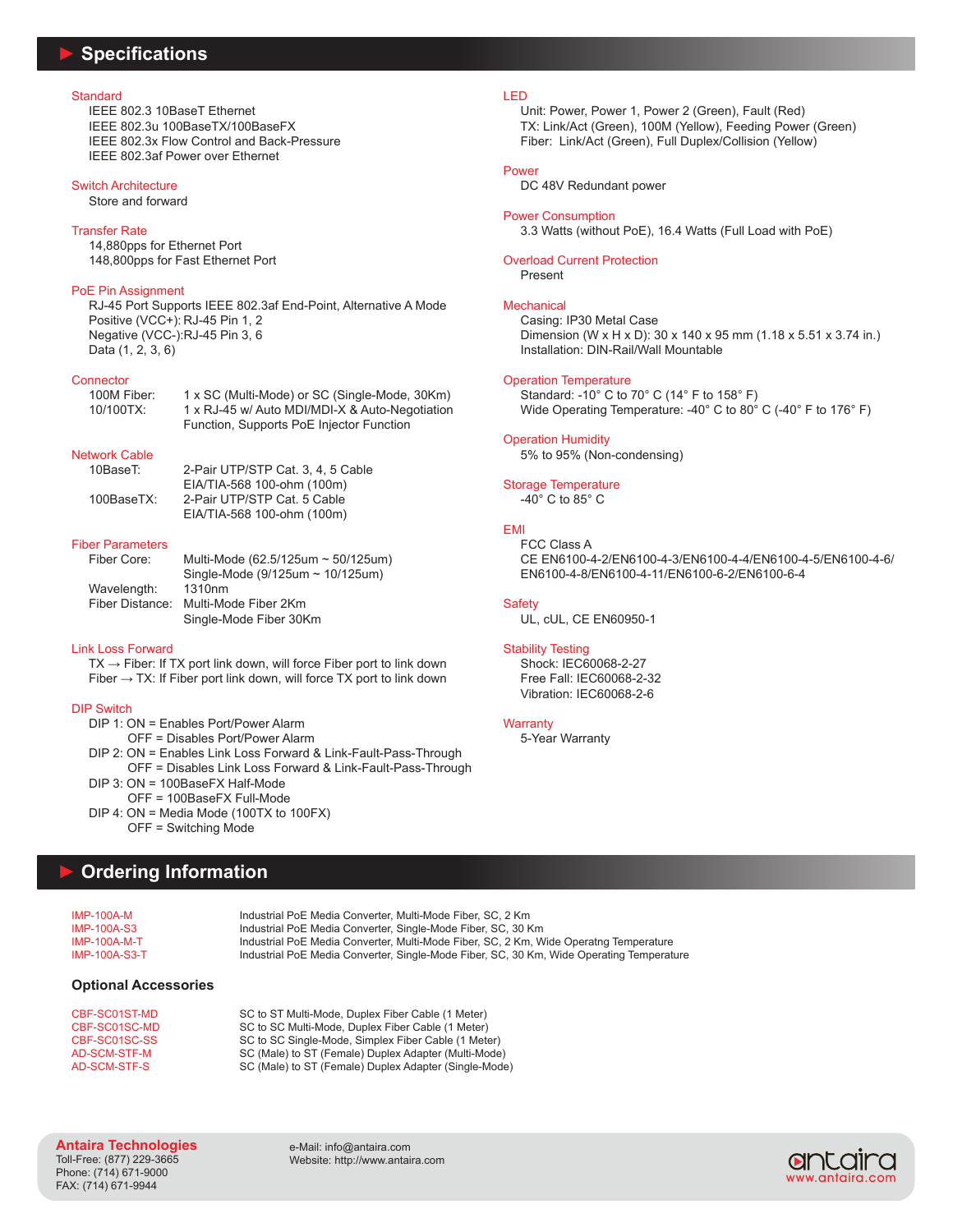## Specifications

**Standard**
IEEE 802.3 10BaseT Ethernet
IEEE 802.3u 100BaseTX/100BaseFX
IEEE 802.3x Flow Control and Back-Pressure
IEEE 802.3af Power over Ethernet

**Switch Architecture**
Store and forward

**Transfer Rate**
14,880pps for Ethernet Port
148,800pps for Fast Ethernet Port

**PoE Pin Assignment**
RJ-45 Port Supports IEEE 802.3af End-Point, Alternative A Mode
Positive (VCC+): RJ-45 Pin 1, 2
Negative (VCC-):RJ-45 Pin 3, 6
Data (1, 2, 3, 6)

**Connector**
100M Fiber: 1 x SC (Multi-Mode) or SC (Single-Mode, 30Km)
10/100TX: 1 x RJ-45 w/ Auto MDI/MDI-X & Auto-Negotiation Function, Supports PoE Injector Function

**Network Cable**
10BaseT: 2-Pair UTP/STP Cat. 3, 4, 5 Cable EIA/TIA-568 100-ohm (100m)
100BaseTX: 2-Pair UTP/STP Cat. 5 Cable EIA/TIA-568 100-ohm (100m)

**Fiber Parameters**
Fiber Core: Multi-Mode (62.5/125um ~ 50/125um)
Single-Mode (9/125um ~ 10/125um)
Wavelength: 1310nm
Fiber Distance: Multi-Mode Fiber 2Km
Single-Mode Fiber 30Km

**Link Loss Forward**
TX → Fiber: If TX port link down, will force Fiber port to link down
Fiber → TX: If Fiber port link down, will force TX port to link down

**DIP Switch**
DIP 1: ON = Enables Port/Power Alarm
OFF = Disables Port/Power Alarm
DIP 2: ON = Enables Link Loss Forward & Link-Fault-Pass-Through
OFF = Disables Link Loss Forward & Link-Fault-Pass-Through
DIP 3: ON = 100BaseFX Half-Mode
OFF = 100BaseFX Full-Mode
DIP 4: ON = Media Mode (100TX to 100FX)
OFF = Switching Mode

**LED**
Unit: Power, Power 1, Power 2 (Green), Fault (Red)
TX: Link/Act (Green), 100M (Yellow), Feeding Power (Green)
Fiber: Link/Act (Green), Full Duplex/Collision (Yellow)

**Power**
DC 48V Redundant power

**Power Consumption**
3.3 Watts (without PoE), 16.4 Watts (Full Load with PoE)

**Overload Current Protection**
Present

**Mechanical**
Casing: IP30 Metal Case
Dimension (W x H x D): 30 x 140 x 95 mm (1.18 x 5.51 x 3.74 in.)
Installation: DIN-Rail/Wall Mountable

**Operation Temperature**
Standard: -10° C to 70° C (14° F to 158° F)
Wide Operating Temperature: -40° C to 80° C (-40° F to 176° F)

**Operation Humidity**
5% to 95% (Non-condensing)

**Storage Temperature**
-40° C to 85° C

**EMI**
FCC Class A
CE EN6100-4-2/EN6100-4-3/EN6100-4-4/EN6100-4-5/EN6100-4-6/EN6100-4-8/EN6100-4-11/EN6100-6-2/EN6100-6-4

**Safety**
UL, cUL, CE EN60950-1

**Stability Testing**
Shock: IEC60068-2-27
Free Fall: IEC60068-2-32
Vibration: IEC60068-2-6

**Warranty**
5-Year Warranty

## Ordering Information

| | |
|---|---|
| IMP-100A-M | Industrial PoE Media Converter, Multi-Mode Fiber, SC, 2 Km |
| IMP-100A-S3 | Industrial PoE Media Converter, Single-Mode Fiber, SC, 30 Km |
| IMP-100A-M-T | Industrial PoE Media Converter, Multi-Mode Fiber, SC, 2 Km, Wide Operatng Temperature |
| IMP-100A-S3-T | Industrial PoE Media Converter, Single-Mode Fiber, SC, 30 Km, Wide Operating Temperature |

### Optional Accessories

| | |
|---|---|
| CBF-SC01ST-MD | SC to ST Multi-Mode, Duplex Fiber Cable (1 Meter) |
| CBF-SC01SC-MD | SC to SC Multi-Mode, Duplex Fiber Cable (1 Meter) |
| CBF-SC01SC-SS | SC to SC Single-Mode, Simplex Fiber Cable (1 Meter) |
| AD-SCM-STF-M | SC (Male) to ST (Female) Duplex Adapter (Multi-Mode) |
| AD-SCM-STF-S | SC (Male) to ST (Female) Duplex Adapter (Single-Mode) |

**Antaira Technologies**
Toll-Free: (877) 229-3665
Phone: (714) 671-9000
FAX: (714) 671-9944

e-Mail: info@antaira.com
Website: http://www.antaira.com

antaira
www.antaira.com